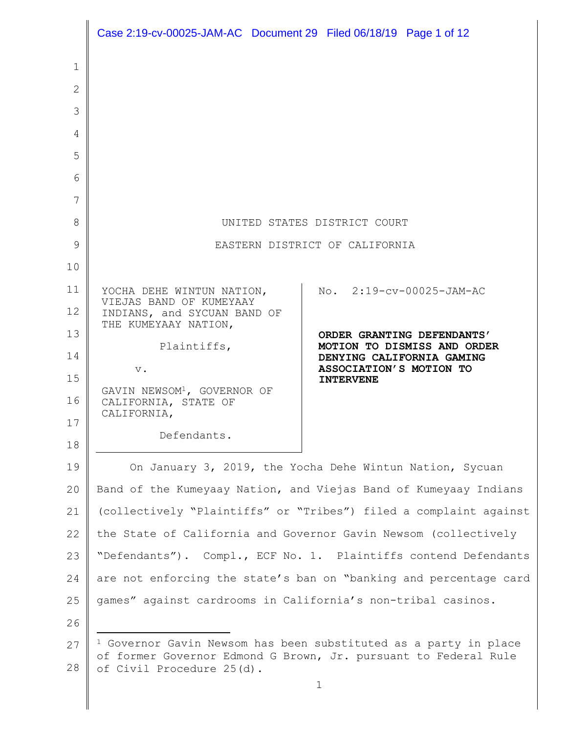UNITED STATES DISTRICT COURT

EASTERN DISTRICT OF CALIFORNIA

| | |
|---|---|
| YOCHA DEHE WINTUN NATION, VIEJAS BAND OF KUMEYAAY INDIANS, and SYCUAN BAND OF THE KUMEYAAY NATION,<br><br>Plaintiffs,<br><br>v.<br><br>GAVIN NEWSOM[1], GOVERNOR OF CALIFORNIA, STATE OF CALIFORNIA,<br><br>Defendants. | No. 2:19-cv-00025-JAM-AC<br><br>**ORDER GRANTING DEFENDANTS' MOTION TO DISMISS AND ORDER DENYING CALIFORNIA GAMING ASSOCIATION'S MOTION TO INTERVENE** |

On January 3, 2019, the Yocha Dehe Wintun Nation, Sycuan Band of the Kumeyaay Nation, and Viejas Band of Kumeyaay Indians (collectively "Plaintiffs" or "Tribes") filed a complaint against the State of California and Governor Gavin Newsom (collectively "Defendants"). Compl., ECF No. 1. Plaintiffs contend Defendants are not enforcing the state's ban on "banking and percentage card games" against cardrooms in California's non-tribal casinos.

---

[1] Governor Gavin Newsom has been substituted as a party in place of former Governor Edmond G Brown, Jr. pursuant to Federal Rule of Civil Procedure 25(d).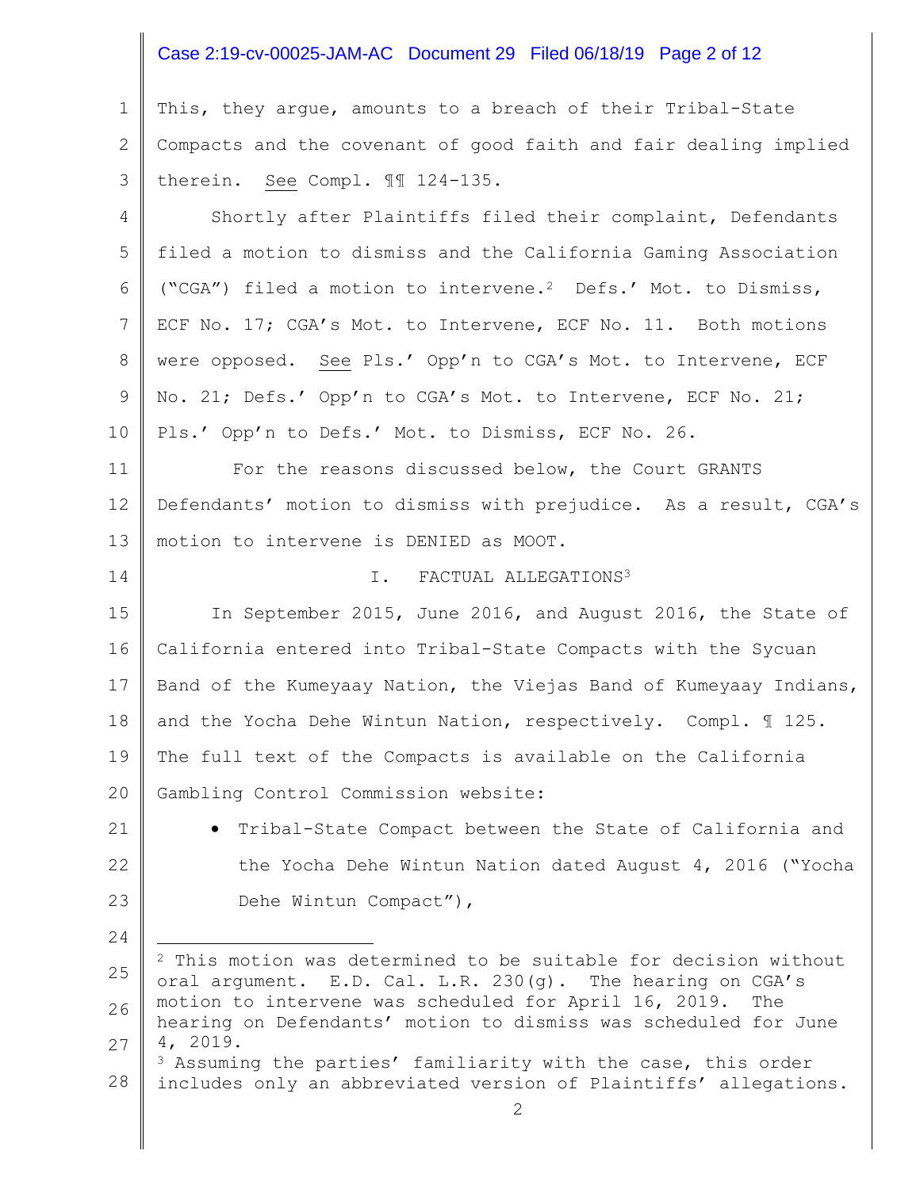This, they argue, amounts to a breach of their Tribal-State Compacts and the covenant of good faith and fair dealing implied therein. See Compl. ¶¶ 124-135.

Shortly after Plaintiffs filed their complaint, Defendants filed a motion to dismiss and the California Gaming Association ("CGA") filed a motion to intervene.[2] Defs.' Mot. to Dismiss, ECF No. 17; CGA's Mot. to Intervene, ECF No. 11. Both motions were opposed. See Pls.' Opp'n to CGA's Mot. to Intervene, ECF No. 21; Defs.' Opp'n to CGA's Mot. to Intervene, ECF No. 21; Pls.' Opp'n to Defs.' Mot. to Dismiss, ECF No. 26.

For the reasons discussed below, the Court GRANTS Defendants' motion to dismiss with prejudice. As a result, CGA's motion to intervene is DENIED as MOOT.

## I. FACTUAL ALLEGATIONS[3]

In September 2015, June 2016, and August 2016, the State of California entered into Tribal-State Compacts with the Sycuan Band of the Kumeyaay Nation, the Viejas Band of Kumeyaay Indians, and the Yocha Dehe Wintun Nation, respectively. Compl. ¶ 125. The full text of the Compacts is available on the California Gambling Control Commission website:

- Tribal-State Compact between the State of California and the Yocha Dehe Wintun Nation dated August 4, 2016 ("Yocha Dehe Wintun Compact"),

---

[2] This motion was determined to be suitable for decision without oral argument. E.D. Cal. L.R. 230(g). The hearing on CGA's motion to intervene was scheduled for April 16, 2019. The hearing on Defendants' motion to dismiss was scheduled for June 4, 2019.

[3] Assuming the parties' familiarity with the case, this order includes only an abbreviated version of Plaintiffs' allegations.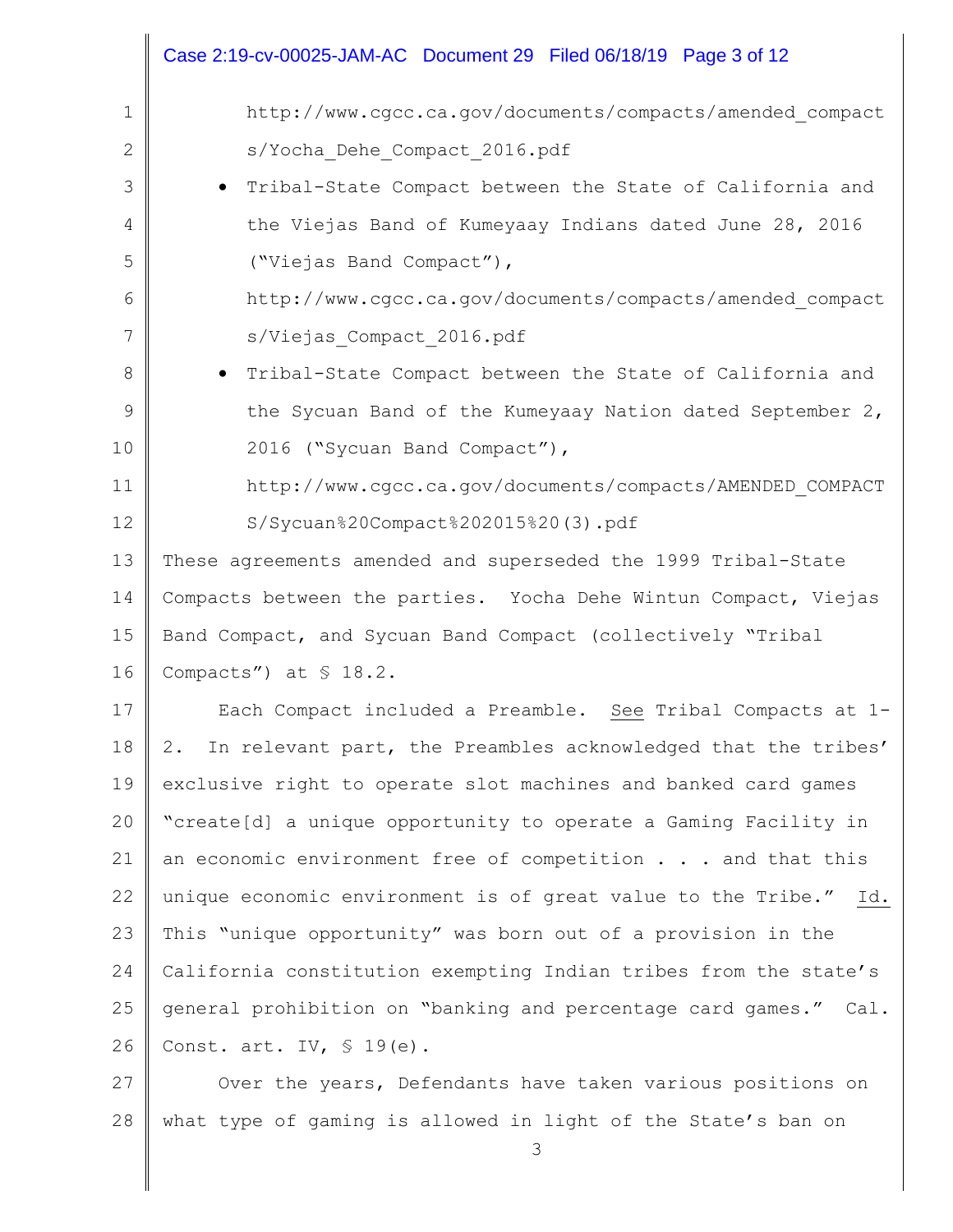http://www.cgcc.ca.gov/documents/compacts/amended_compacts/Yocha_Dehe_Compact_2016.pdf

- Tribal-State Compact between the State of California and the Viejas Band of Kumeyaay Indians dated June 28, 2016 ("Viejas Band Compact"), http://www.cgcc.ca.gov/documents/compacts/amended_compacts/Viejas_Compact_2016.pdf
- Tribal-State Compact between the State of California and the Sycuan Band of the Kumeyaay Nation dated September 2, 2016 ("Sycuan Band Compact"), http://www.cgcc.ca.gov/documents/compacts/AMENDED_COMPACTS/Sycuan%20Compact%202015%20(3).pdf

These agreements amended and superseded the 1999 Tribal-State Compacts between the parties. Yocha Dehe Wintun Compact, Viejas Band Compact, and Sycuan Band Compact (collectively "Tribal Compacts") at § 18.2.

Each Compact included a Preamble. See Tribal Compacts at 1-2. In relevant part, the Preambles acknowledged that the tribes' exclusive right to operate slot machines and banked card games "create[d] a unique opportunity to operate a Gaming Facility in an economic environment free of competition . . . and that this unique economic environment is of great value to the Tribe." Id. This "unique opportunity" was born out of a provision in the California constitution exempting Indian tribes from the state's general prohibition on "banking and percentage card games." Cal. Const. art. IV, § 19(e).

Over the years, Defendants have taken various positions on what type of gaming is allowed in light of the State's ban on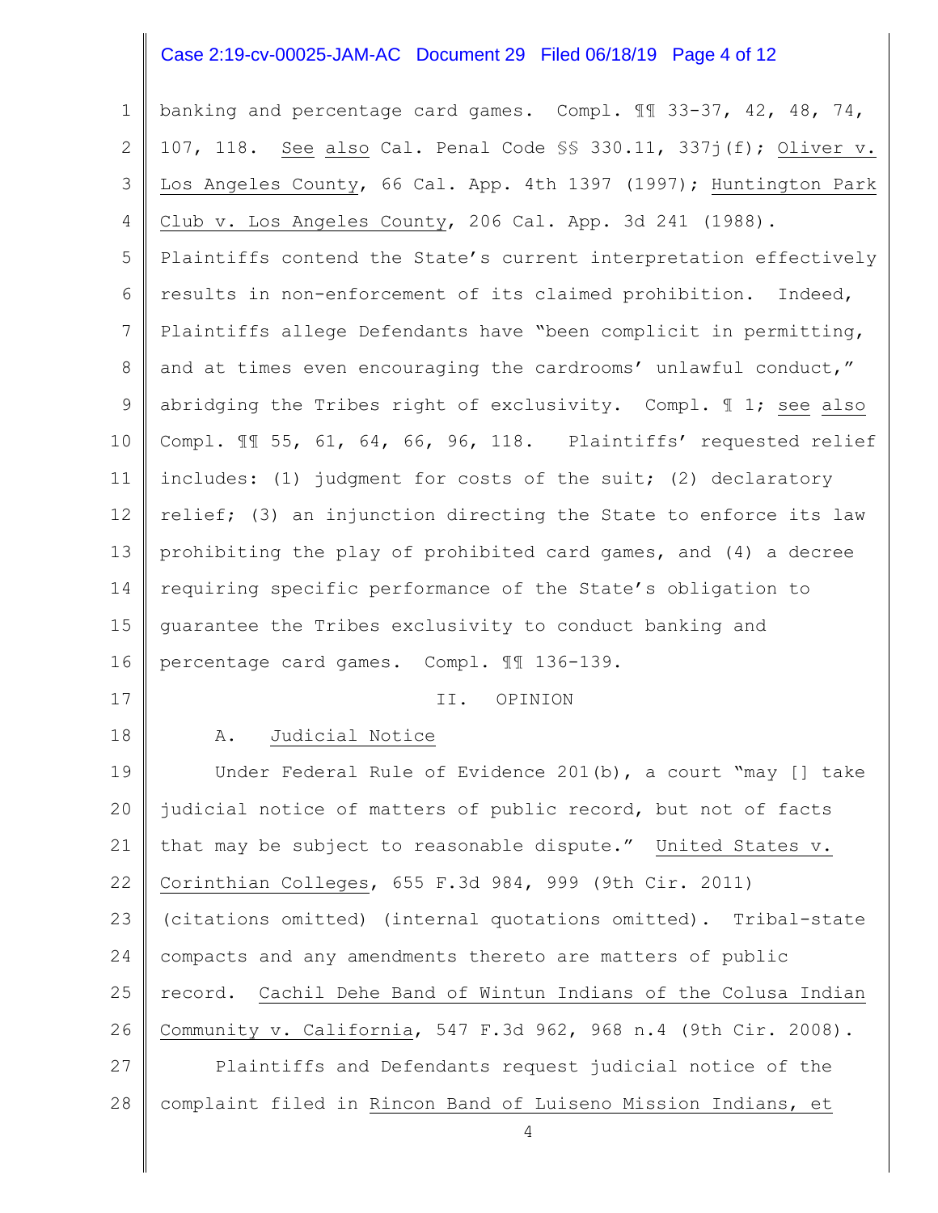banking and percentage card games. Compl. ¶¶ 33-37, 42, 48, 74, 107, 118. See also Cal. Penal Code §§ 330.11, 337j(f); Oliver v. Los Angeles County, 66 Cal. App. 4th 1397 (1997); Huntington Park Club v. Los Angeles County, 206 Cal. App. 3d 241 (1988). Plaintiffs contend the State's current interpretation effectively results in non-enforcement of its claimed prohibition. Indeed, Plaintiffs allege Defendants have "been complicit in permitting, and at times even encouraging the cardrooms' unlawful conduct," abridging the Tribes right of exclusivity. Compl. ¶ 1; see also Compl. ¶¶ 55, 61, 64, 66, 96, 118. Plaintiffs' requested relief includes: (1) judgment for costs of the suit; (2) declaratory relief; (3) an injunction directing the State to enforce its law prohibiting the play of prohibited card games, and (4) a decree requiring specific performance of the State's obligation to guarantee the Tribes exclusivity to conduct banking and percentage card games. Compl. ¶¶ 136-139.

## II. OPINION

### A. Judicial Notice

Under Federal Rule of Evidence 201(b), a court "may [] take judicial notice of matters of public record, but not of facts that may be subject to reasonable dispute." United States v. Corinthian Colleges, 655 F.3d 984, 999 (9th Cir. 2011) (citations omitted) (internal quotations omitted). Tribal-state compacts and any amendments thereto are matters of public record. Cachil Dehe Band of Wintun Indians of the Colusa Indian Community v. California, 547 F.3d 962, 968 n.4 (9th Cir. 2008).

Plaintiffs and Defendants request judicial notice of the complaint filed in Rincon Band of Luiseno Mission Indians, et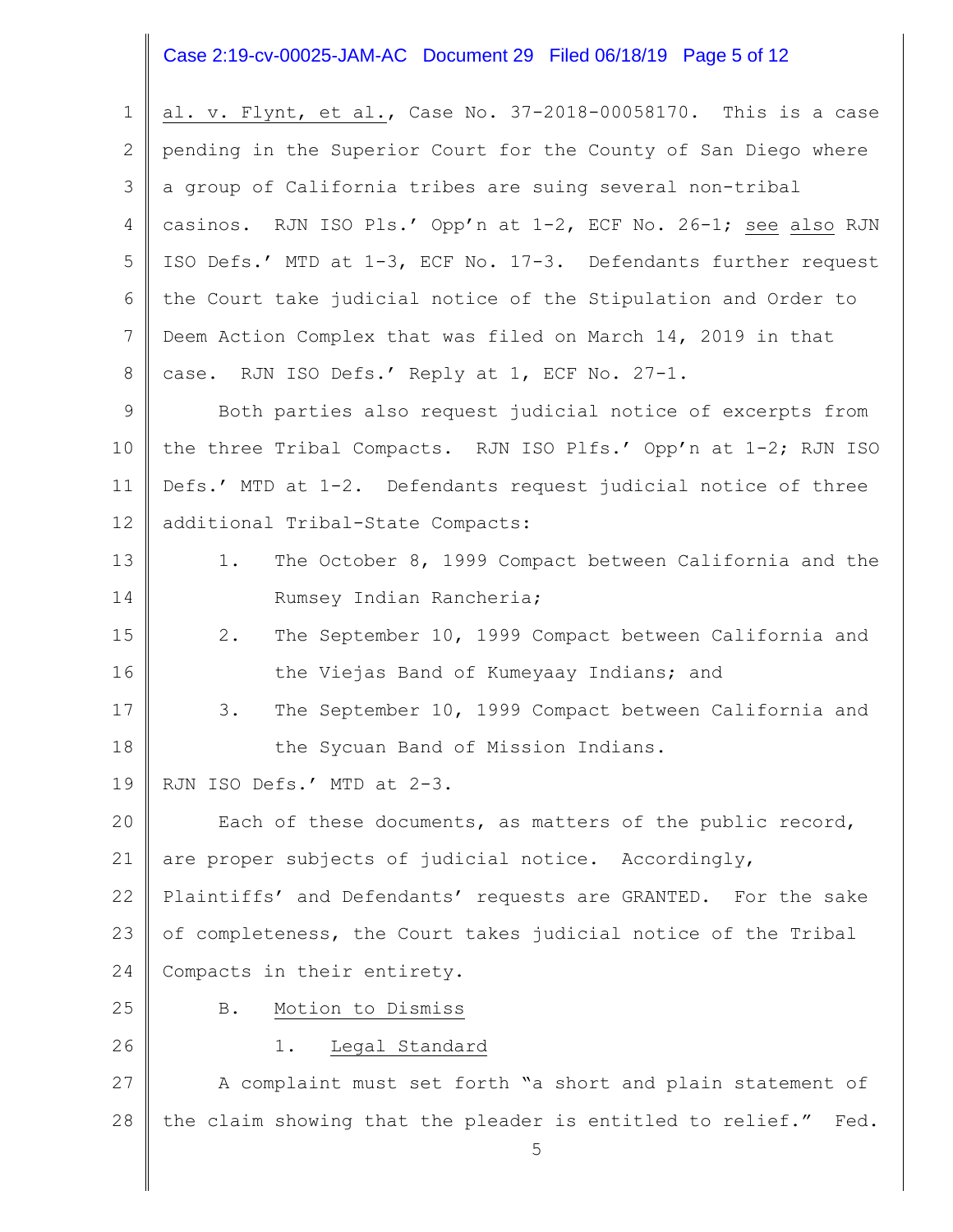al. v. Flynt, et al., Case No. 37-2018-00058170. This is a case pending in the Superior Court for the County of San Diego where a group of California tribes are suing several non-tribal casinos. RJN ISO Pls.' Opp'n at 1-2, ECF No. 26-1; see also RJN ISO Defs.' MTD at 1-3, ECF No. 17-3. Defendants further request the Court take judicial notice of the Stipulation and Order to Deem Action Complex that was filed on March 14, 2019 in that case. RJN ISO Defs.' Reply at 1, ECF No. 27-1.

Both parties also request judicial notice of excerpts from the three Tribal Compacts. RJN ISO Plfs.' Opp'n at 1-2; RJN ISO Defs.' MTD at 1-2. Defendants request judicial notice of three additional Tribal-State Compacts:

1. The October 8, 1999 Compact between California and the Rumsey Indian Rancheria;
2. The September 10, 1999 Compact between California and the Viejas Band of Kumeyaay Indians; and
3. The September 10, 1999 Compact between California and the Sycuan Band of Mission Indians.

RJN ISO Defs.' MTD at 2-3.

Each of these documents, as matters of the public record, are proper subjects of judicial notice. Accordingly, Plaintiffs' and Defendants' requests are GRANTED. For the sake of completeness, the Court takes judicial notice of the Tribal Compacts in their entirety.

### B. Motion to Dismiss

#### 1. Legal Standard

A complaint must set forth "a short and plain statement of the claim showing that the pleader is entitled to relief." Fed.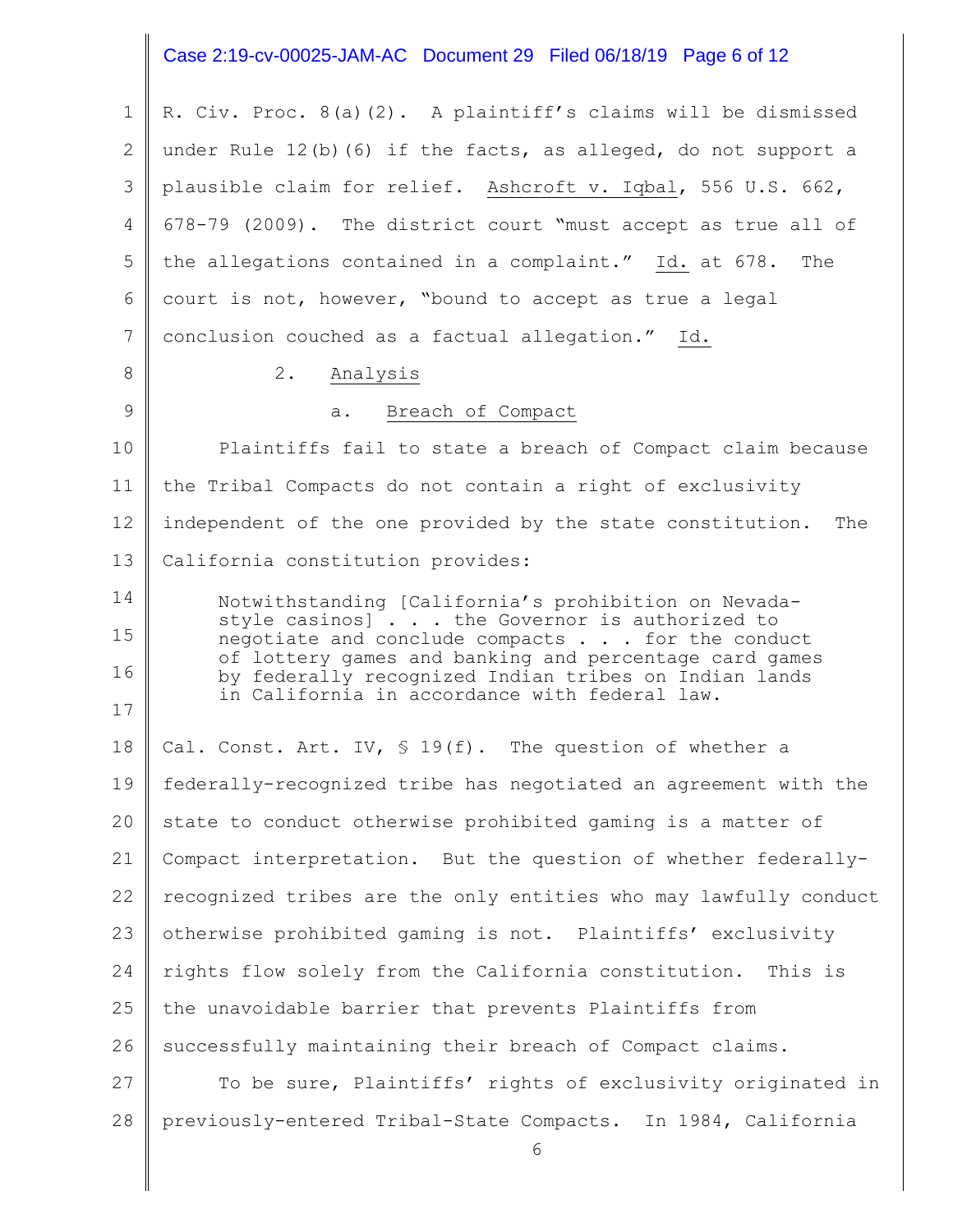R. Civ. Proc. 8(a)(2). A plaintiff's claims will be dismissed under Rule 12(b)(6) if the facts, as alleged, do not support a plausible claim for relief. Ashcroft v. Iqbal, 556 U.S. 662, 678-79 (2009). The district court "must accept as true all of the allegations contained in a complaint." Id. at 678. The court is not, however, "bound to accept as true a legal conclusion couched as a factual allegation." Id.

### 2. Analysis

#### a. Breach of Compact

Plaintiffs fail to state a breach of Compact claim because the Tribal Compacts do not contain a right of exclusivity independent of the one provided by the state constitution. The California constitution provides:

> Notwithstanding [California's prohibition on Nevada-style casinos] . . . the Governor is authorized to negotiate and conclude compacts . . . for the conduct of lottery games and banking and percentage card games by federally recognized Indian tribes on Indian lands in California in accordance with federal law.

Cal. Const. Art. IV, § 19(f). The question of whether a federally-recognized tribe has negotiated an agreement with the state to conduct otherwise prohibited gaming is a matter of Compact interpretation. But the question of whether federally-recognized tribes are the only entities who may lawfully conduct otherwise prohibited gaming is not. Plaintiffs' exclusivity rights flow solely from the California constitution. This is the unavoidable barrier that prevents Plaintiffs from successfully maintaining their breach of Compact claims.

To be sure, Plaintiffs' rights of exclusivity originated in previously-entered Tribal-State Compacts. In 1984, California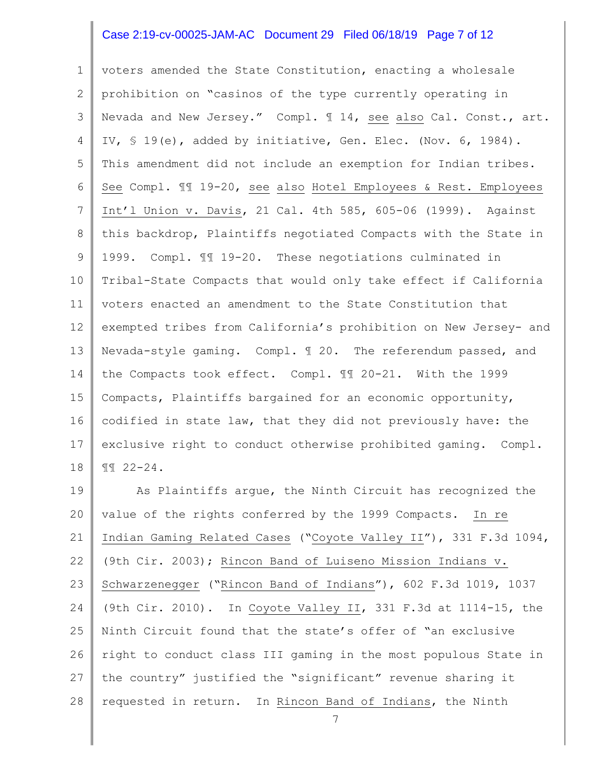voters amended the State Constitution, enacting a wholesale prohibition on "casinos of the type currently operating in Nevada and New Jersey." Compl. ¶ 14, see also Cal. Const., art. IV, § 19(e), added by initiative, Gen. Elec. (Nov. 6, 1984). This amendment did not include an exemption for Indian tribes. See Compl. ¶¶ 19-20, see also Hotel Employees & Rest. Employees Int'l Union v. Davis, 21 Cal. 4th 585, 605-06 (1999). Against this backdrop, Plaintiffs negotiated Compacts with the State in 1999. Compl. ¶¶ 19-20. These negotiations culminated in Tribal-State Compacts that would only take effect if California voters enacted an amendment to the State Constitution that exempted tribes from California's prohibition on New Jersey- and Nevada-style gaming. Compl. ¶ 20. The referendum passed, and the Compacts took effect. Compl. ¶¶ 20-21. With the 1999 Compacts, Plaintiffs bargained for an economic opportunity, codified in state law, that they did not previously have: the exclusive right to conduct otherwise prohibited gaming. Compl. ¶¶ 22-24.

As Plaintiffs argue, the Ninth Circuit has recognized the value of the rights conferred by the 1999 Compacts. In re Indian Gaming Related Cases ("Coyote Valley II"), 331 F.3d 1094, (9th Cir. 2003); Rincon Band of Luiseno Mission Indians v. Schwarzenegger ("Rincon Band of Indians"), 602 F.3d 1019, 1037 (9th Cir. 2010). In Coyote Valley II, 331 F.3d at 1114-15, the Ninth Circuit found that the state's offer of "an exclusive right to conduct class III gaming in the most populous State in the country" justified the "significant" revenue sharing it requested in return. In Rincon Band of Indians, the Ninth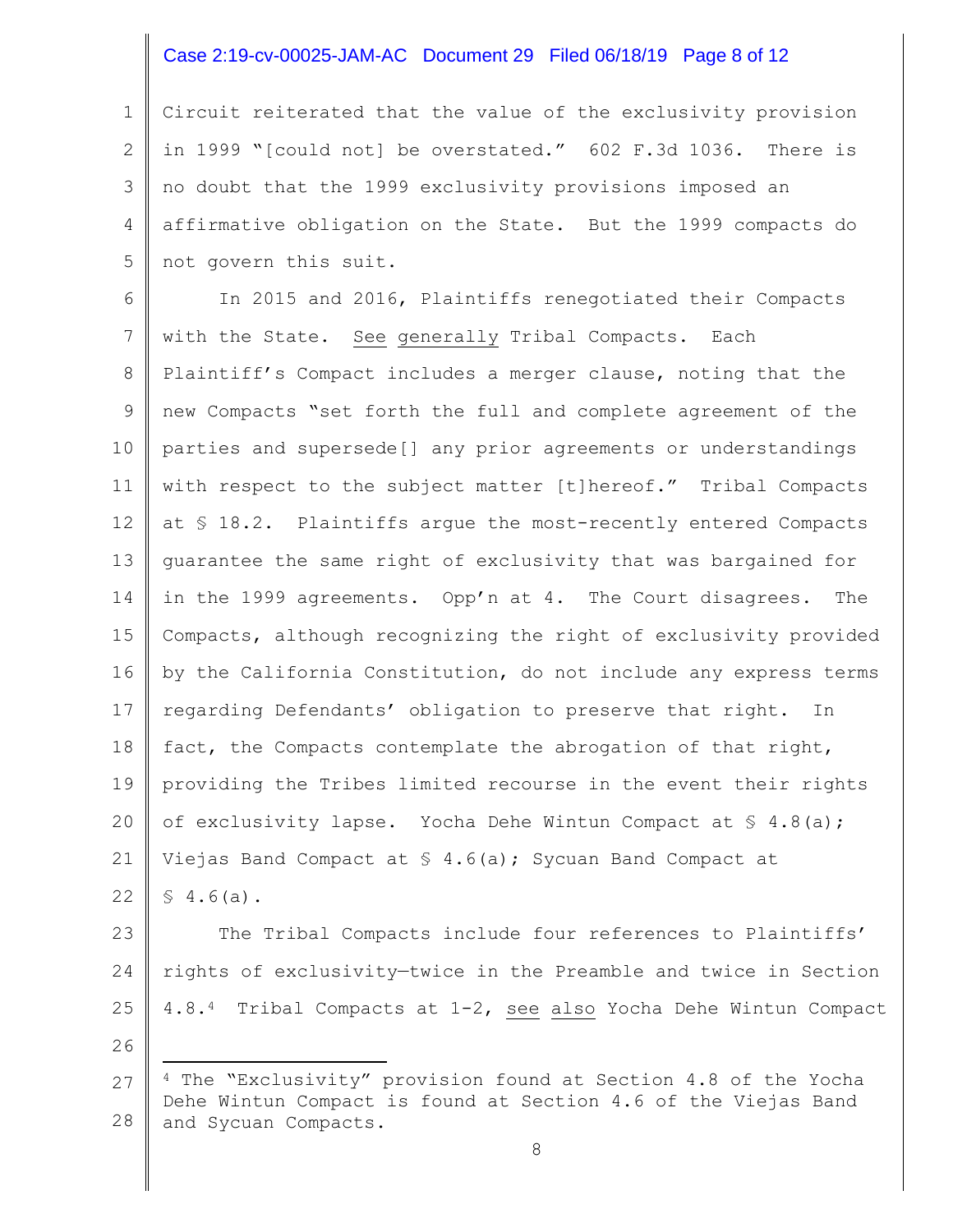Circuit reiterated that the value of the exclusivity provision in 1999 "[could not] be overstated." 602 F.3d 1036. There is no doubt that the 1999 exclusivity provisions imposed an affirmative obligation on the State. But the 1999 compacts do not govern this suit.

In 2015 and 2016, Plaintiffs renegotiated their Compacts with the State. See generally Tribal Compacts. Each Plaintiff's Compact includes a merger clause, noting that the new Compacts "set forth the full and complete agreement of the parties and supersede[] any prior agreements or understandings with respect to the subject matter [t]hereof." Tribal Compacts at § 18.2. Plaintiffs argue the most-recently entered Compacts guarantee the same right of exclusivity that was bargained for in the 1999 agreements. Opp'n at 4. The Court disagrees. The Compacts, although recognizing the right of exclusivity provided by the California Constitution, do not include any express terms regarding Defendants' obligation to preserve that right. In fact, the Compacts contemplate the abrogation of that right, providing the Tribes limited recourse in the event their rights of exclusivity lapse. Yocha Dehe Wintun Compact at § 4.8(a); Viejas Band Compact at § 4.6(a); Sycuan Band Compact at § 4.6(a).

The Tribal Compacts include four references to Plaintiffs' rights of exclusivity—twice in the Preamble and twice in Section 4.8.[4] Tribal Compacts at 1-2, see also Yocha Dehe Wintun Compact

---

[4] The "Exclusivity" provision found at Section 4.8 of the Yocha Dehe Wintun Compact is found at Section 4.6 of the Viejas Band and Sycuan Compacts.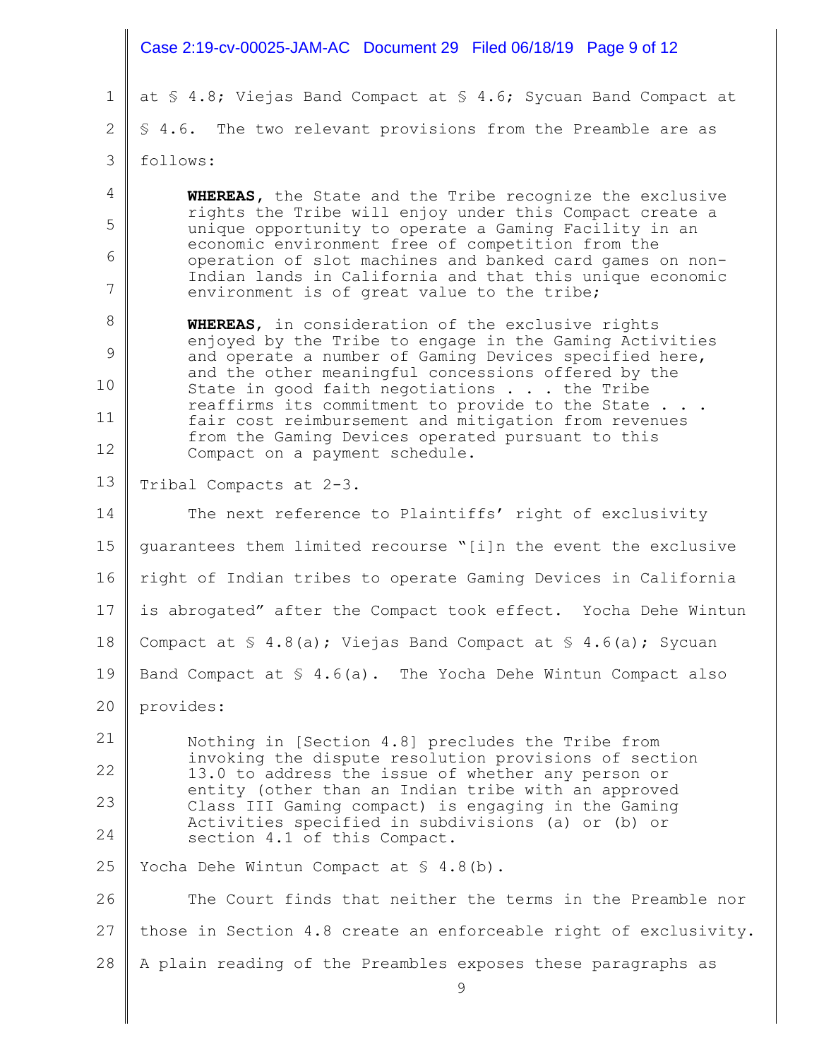at § 4.8; Viejas Band Compact at § 4.6; Sycuan Band Compact at § 4.6. The two relevant provisions from the Preamble are as follows:

> **WHEREAS**, the State and the Tribe recognize the exclusive rights the Tribe will enjoy under this Compact create a unique opportunity to operate a Gaming Facility in an economic environment free of competition from the operation of slot machines and banked card games on non-Indian lands in California and that this unique economic environment is of great value to the tribe;
>
> **WHEREAS**, in consideration of the exclusive rights enjoyed by the Tribe to engage in the Gaming Activities and operate a number of Gaming Devices specified here, and the other meaningful concessions offered by the State in good faith negotiations . . . the Tribe reaffirms its commitment to provide to the State . . . fair cost reimbursement and mitigation from revenues from the Gaming Devices operated pursuant to this Compact on a payment schedule.

Tribal Compacts at 2-3.

The next reference to Plaintiffs' right of exclusivity guarantees them limited recourse "[i]n the event the exclusive right of Indian tribes to operate Gaming Devices in California is abrogated" after the Compact took effect. Yocha Dehe Wintun Compact at § 4.8(a); Viejas Band Compact at § 4.6(a); Sycuan Band Compact at § 4.6(a). The Yocha Dehe Wintun Compact also provides:

> Nothing in [Section 4.8] precludes the Tribe from invoking the dispute resolution provisions of section 13.0 to address the issue of whether any person or entity (other than an Indian tribe with an approved Class III Gaming compact) is engaging in the Gaming Activities specified in subdivisions (a) or (b) or section 4.1 of this Compact.

Yocha Dehe Wintun Compact at § 4.8(b).

The Court finds that neither the terms in the Preamble nor those in Section 4.8 create an enforceable right of exclusivity. A plain reading of the Preambles exposes these paragraphs as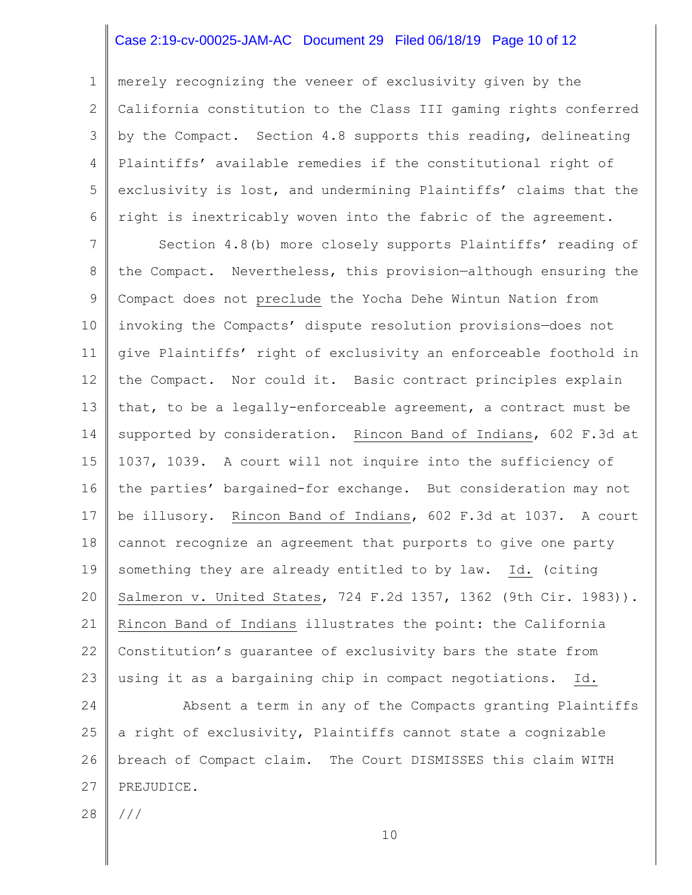merely recognizing the veneer of exclusivity given by the California constitution to the Class III gaming rights conferred by the Compact. Section 4.8 supports this reading, delineating Plaintiffs' available remedies if the constitutional right of exclusivity is lost, and undermining Plaintiffs' claims that the right is inextricably woven into the fabric of the agreement.

Section 4.8(b) more closely supports Plaintiffs' reading of the Compact. Nevertheless, this provision—although ensuring the Compact does not <u>preclude</u> the Yocha Dehe Wintun Nation from invoking the Compacts' dispute resolution provisions—does not give Plaintiffs' right of exclusivity an enforceable foothold in the Compact. Nor could it. Basic contract principles explain that, to be a legally-enforceable agreement, a contract must be supported by consideration. <u>Rincon Band of Indians</u>, 602 F.3d at 1037, 1039. A court will not inquire into the sufficiency of the parties' bargained-for exchange. But consideration may not be illusory. <u>Rincon Band of Indians</u>, 602 F.3d at 1037. A court cannot recognize an agreement that purports to give one party something they are already entitled to by law. <u>Id.</u> (citing <u>Salmeron v. United States</u>, 724 F.2d 1357, 1362 (9th Cir. 1983)). <u>Rincon Band of Indians</u> illustrates the point: the California Constitution's guarantee of exclusivity bars the state from using it as a bargaining chip in compact negotiations. <u>Id.</u>

Absent a term in any of the Compacts granting Plaintiffs a right of exclusivity, Plaintiffs cannot state a cognizable breach of Compact claim. The Court DISMISSES this claim WITH PREJUDICE.

///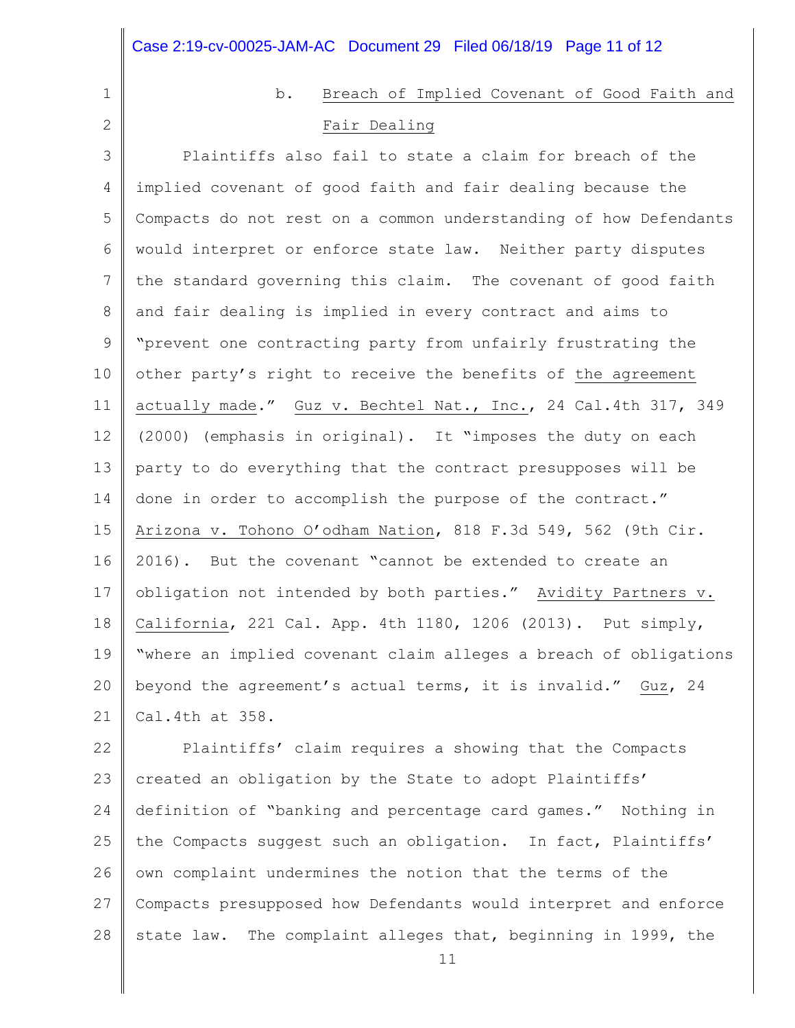### b. Breach of Implied Covenant of Good Faith and Fair Dealing

Plaintiffs also fail to state a claim for breach of the implied covenant of good faith and fair dealing because the Compacts do not rest on a common understanding of how Defendants would interpret or enforce state law. Neither party disputes the standard governing this claim. The covenant of good faith and fair dealing is implied in every contract and aims to "prevent one contracting party from unfairly frustrating the other party's right to receive the benefits of the agreement actually made." Guz v. Bechtel Nat., Inc., 24 Cal.4th 317, 349 (2000) (emphasis in original). It "imposes the duty on each party to do everything that the contract presupposes will be done in order to accomplish the purpose of the contract." Arizona v. Tohono O'odham Nation, 818 F.3d 549, 562 (9th Cir. 2016). But the covenant "cannot be extended to create an obligation not intended by both parties." Avidity Partners v. California, 221 Cal. App. 4th 1180, 1206 (2013). Put simply, "where an implied covenant claim alleges a breach of obligations beyond the agreement's actual terms, it is invalid." Guz, 24 Cal.4th at 358.

Plaintiffs' claim requires a showing that the Compacts created an obligation by the State to adopt Plaintiffs' definition of "banking and percentage card games." Nothing in the Compacts suggest such an obligation. In fact, Plaintiffs' own complaint undermines the notion that the terms of the Compacts presupposed how Defendants would interpret and enforce state law. The complaint alleges that, beginning in 1999, the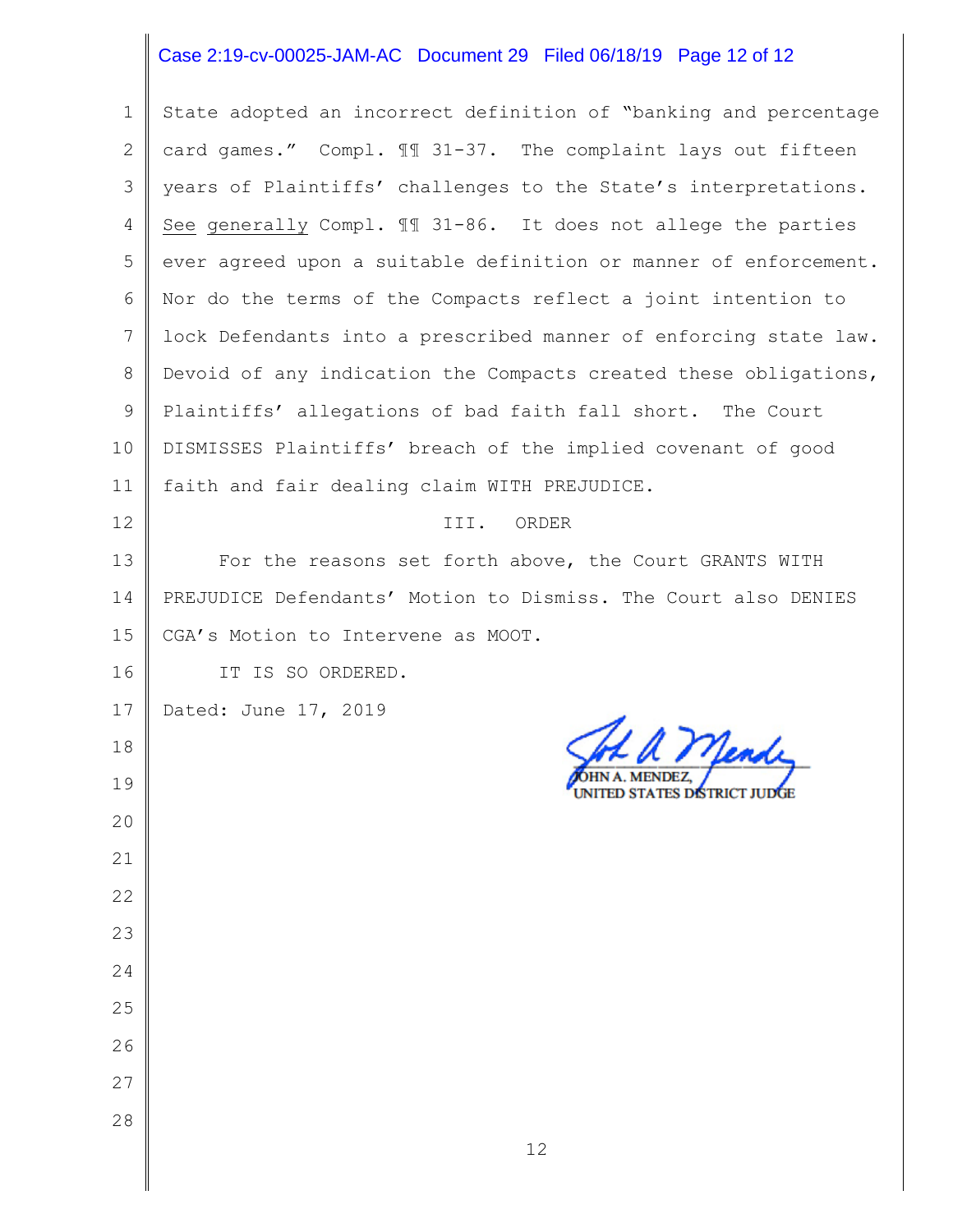State adopted an incorrect definition of "banking and percentage card games." Compl. ¶¶ 31-37. The complaint lays out fifteen years of Plaintiffs' challenges to the State's interpretations. See generally Compl. ¶¶ 31-86. It does not allege the parties ever agreed upon a suitable definition or manner of enforcement. Nor do the terms of the Compacts reflect a joint intention to lock Defendants into a prescribed manner of enforcing state law. Devoid of any indication the Compacts created these obligations, Plaintiffs' allegations of bad faith fall short. The Court DISMISSES Plaintiffs' breach of the implied covenant of good faith and fair dealing claim WITH PREJUDICE.

## III. ORDER

For the reasons set forth above, the Court GRANTS WITH PREJUDICE Defendants' Motion to Dismiss. The Court also DENIES CGA's Motion to Intervene as MOOT.

IT IS SO ORDERED.

Dated: June 17, 2019

JOHN A. MENDEZ,
UNITED STATES DISTRICT JUDGE